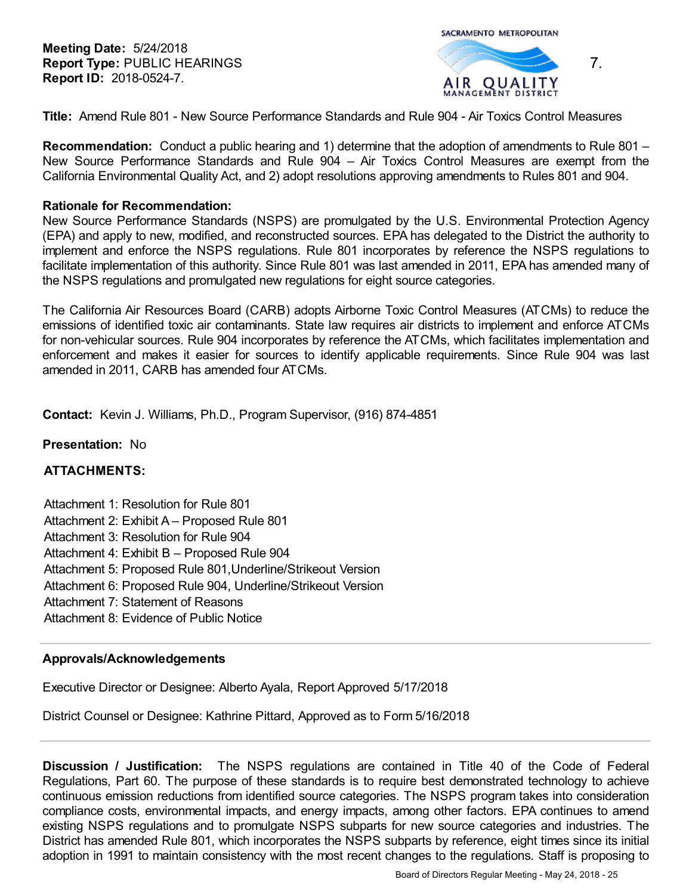**Meeting Date:** 5/24/2018
**Report Type:** PUBLIC HEARINGS
**Report ID:** 2018-0524-7.

7.

**Title:** Amend Rule 801 - New Source Performance Standards and Rule 904 - Air Toxics Control Measures

**Recommendation:** Conduct a public hearing and 1) determine that the adoption of amendments to Rule 801 – New Source Performance Standards and Rule 904 – Air Toxics Control Measures are exempt from the California Environmental Quality Act, and 2) adopt resolutions approving amendments to Rules 801 and 904.

**Rationale for Recommendation:**
New Source Performance Standards (NSPS) are promulgated by the U.S. Environmental Protection Agency (EPA) and apply to new, modified, and reconstructed sources. EPA has delegated to the District the authority to implement and enforce the NSPS regulations. Rule 801 incorporates by reference the NSPS regulations to facilitate implementation of this authority. Since Rule 801 was last amended in 2011, EPA has amended many of the NSPS regulations and promulgated new regulations for eight source categories.

The California Air Resources Board (CARB) adopts Airborne Toxic Control Measures (ATCMs) to reduce the emissions of identified toxic air contaminants. State law requires air districts to implement and enforce ATCMs for non-vehicular sources. Rule 904 incorporates by reference the ATCMs, which facilitates implementation and enforcement and makes it easier for sources to identify applicable requirements. Since Rule 904 was last amended in 2011, CARB has amended four ATCMs.

**Contact:** Kevin J. Williams, Ph.D., Program Supervisor, (916) 874-4851

**Presentation:** No

**ATTACHMENTS:**

Attachment 1: Resolution for Rule 801
Attachment 2: Exhibit A – Proposed Rule 801
Attachment 3: Resolution for Rule 904
Attachment 4: Exhibit B – Proposed Rule 904
Attachment 5: Proposed Rule 801,Underline/Strikeout Version
Attachment 6: Proposed Rule 904, Underline/Strikeout Version
Attachment 7: Statement of Reasons
Attachment 8: Evidence of Public Notice

---

**Approvals/Acknowledgements**

Executive Director or Designee: Alberto Ayala, Report Approved 5/17/2018

District Counsel or Designee: Kathrine Pittard, Approved as to Form 5/16/2018

---

**Discussion / Justification:** The NSPS regulations are contained in Title 40 of the Code of Federal Regulations, Part 60. The purpose of these standards is to require best demonstrated technology to achieve continuous emission reductions from identified source categories. The NSPS program takes into consideration compliance costs, environmental impacts, and energy impacts, among other factors. EPA continues to amend existing NSPS regulations and to promulgate NSPS subparts for new source categories and industries. The District has amended Rule 801, which incorporates the NSPS subparts by reference, eight times since its initial adoption in 1991 to maintain consistency with the most recent changes to the regulations. Staff is proposing to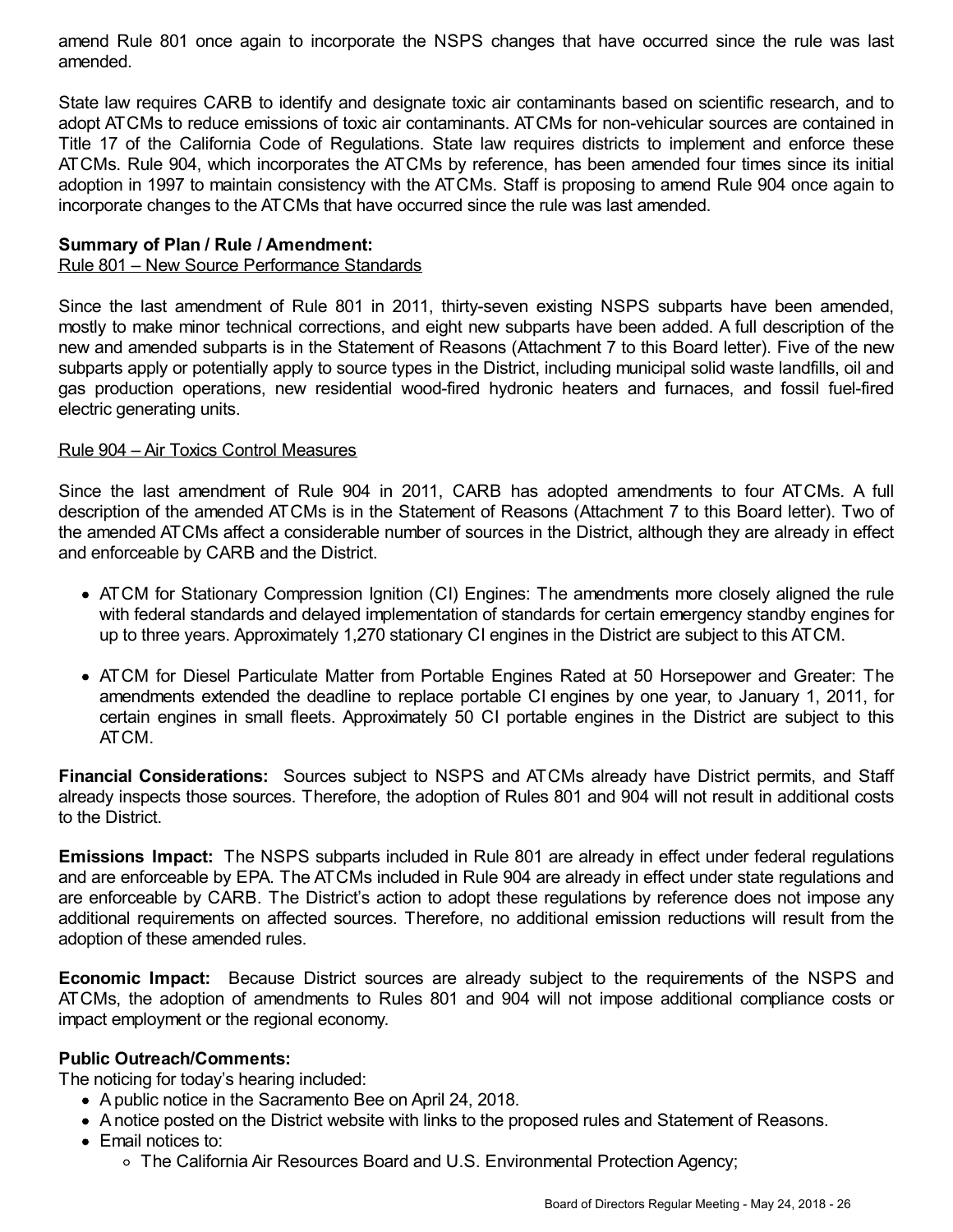amend Rule 801 once again to incorporate the NSPS changes that have occurred since the rule was last amended.

State law requires CARB to identify and designate toxic air contaminants based on scientific research, and to adopt ATCMs to reduce emissions of toxic air contaminants. ATCMs for non-vehicular sources are contained in Title 17 of the California Code of Regulations. State law requires districts to implement and enforce these ATCMs. Rule 904, which incorporates the ATCMs by reference, has been amended four times since its initial adoption in 1997 to maintain consistency with the ATCMs. Staff is proposing to amend Rule 904 once again to incorporate changes to the ATCMs that have occurred since the rule was last amended.

**Summary of Plan / Rule / Amendment:**

Rule 801 – New Source Performance Standards

Since the last amendment of Rule 801 in 2011, thirty-seven existing NSPS subparts have been amended, mostly to make minor technical corrections, and eight new subparts have been added. A full description of the new and amended subparts is in the Statement of Reasons (Attachment 7 to this Board letter). Five of the new subparts apply or potentially apply to source types in the District, including municipal solid waste landfills, oil and gas production operations, new residential wood-fired hydronic heaters and furnaces, and fossil fuel-fired electric generating units.

Rule 904 – Air Toxics Control Measures

Since the last amendment of Rule 904 in 2011, CARB has adopted amendments to four ATCMs. A full description of the amended ATCMs is in the Statement of Reasons (Attachment 7 to this Board letter). Two of the amended ATCMs affect a considerable number of sources in the District, although they are already in effect and enforceable by CARB and the District.

- ATCM for Stationary Compression Ignition (CI) Engines: The amendments more closely aligned the rule with federal standards and delayed implementation of standards for certain emergency standby engines for up to three years. Approximately 1,270 stationary CI engines in the District are subject to this ATCM.
- ATCM for Diesel Particulate Matter from Portable Engines Rated at 50 Horsepower and Greater: The amendments extended the deadline to replace portable CI engines by one year, to January 1, 2011, for certain engines in small fleets. Approximately 50 CI portable engines in the District are subject to this ATCM.

**Financial Considerations:** Sources subject to NSPS and ATCMs already have District permits, and Staff already inspects those sources. Therefore, the adoption of Rules 801 and 904 will not result in additional costs to the District.

**Emissions Impact:** The NSPS subparts included in Rule 801 are already in effect under federal regulations and are enforceable by EPA. The ATCMs included in Rule 904 are already in effect under state regulations and are enforceable by CARB. The District's action to adopt these regulations by reference does not impose any additional requirements on affected sources. Therefore, no additional emission reductions will result from the adoption of these amended rules.

**Economic Impact:** Because District sources are already subject to the requirements of the NSPS and ATCMs, the adoption of amendments to Rules 801 and 904 will not impose additional compliance costs or impact employment or the regional economy.

**Public Outreach/Comments:**

The noticing for today's hearing included:

- A public notice in the Sacramento Bee on April 24, 2018.
- A notice posted on the District website with links to the proposed rules and Statement of Reasons.
- Email notices to:
    - The California Air Resources Board and U.S. Environmental Protection Agency;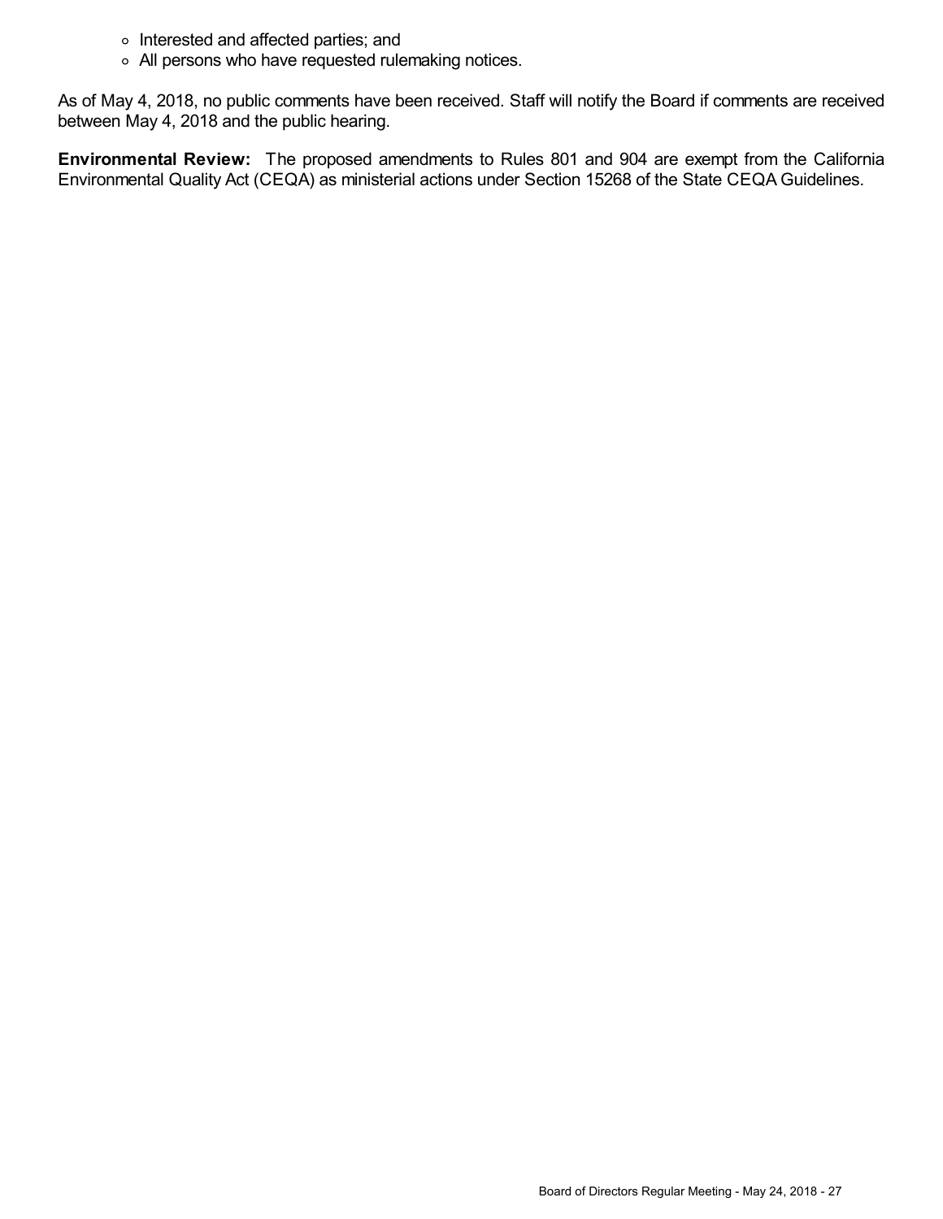- Interested and affected parties; and
- All persons who have requested rulemaking notices.

As of May 4, 2018, no public comments have been received. Staff will notify the Board if comments are received between May 4, 2018 and the public hearing.

**Environmental Review:** The proposed amendments to Rules 801 and 904 are exempt from the California Environmental Quality Act (CEQA) as ministerial actions under Section 15268 of the State CEQA Guidelines.